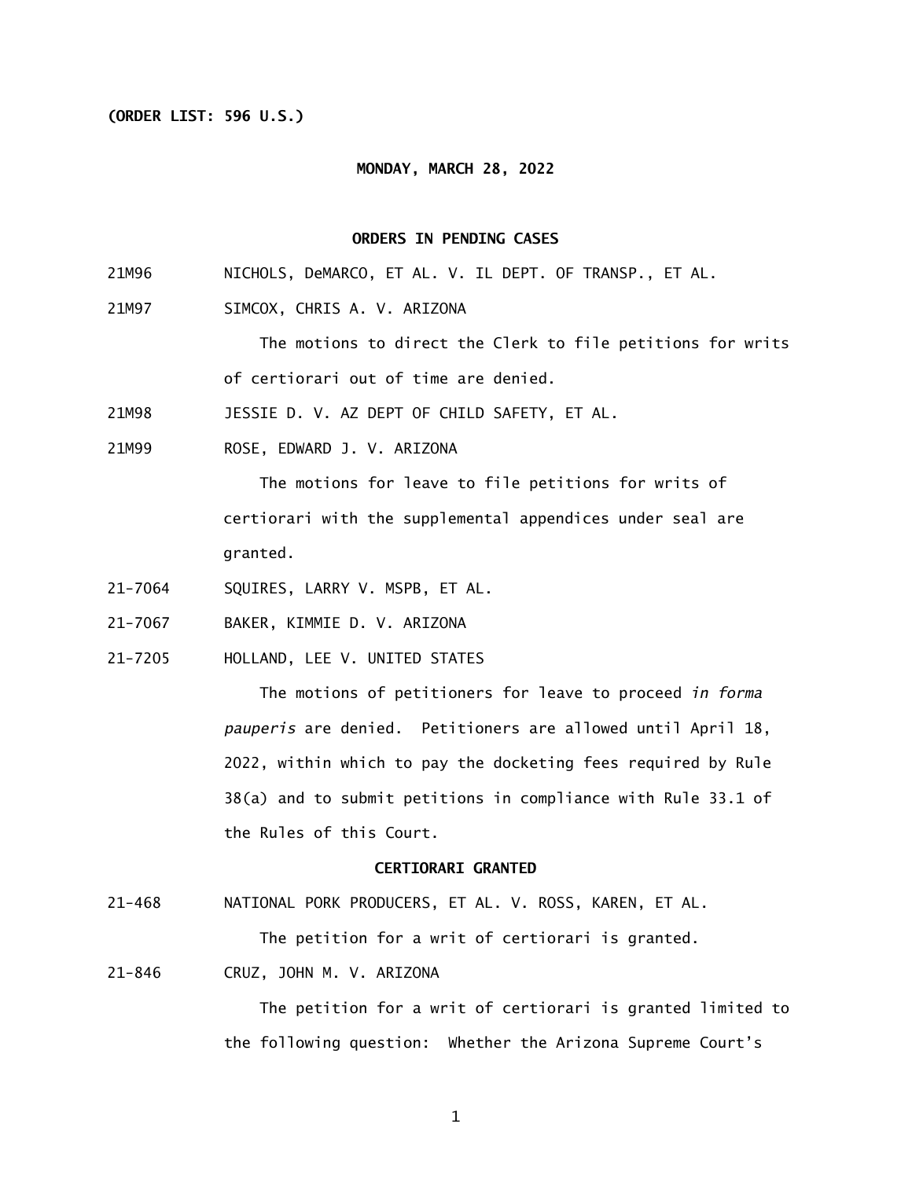**(ORDER LIST: 596 U.S.)**

**MONDAY, MARCH 28, 2022**

**ORDERS IN PENDING CASES**

21M96 NICHOLS, DeMARCO, ET AL. V. IL DEPT. OF TRANSP., ET AL.

21M97 SIMCOX, CHRIS A. V. ARIZONA

The motions to direct the Clerk to file petitions for writs of certiorari out of time are denied.

21M98 JESSIE D. V. AZ DEPT OF CHILD SAFETY, ET AL.

21M99 ROSE, EDWARD J. V. ARIZONA

The motions for leave to file petitions for writs of certiorari with the supplemental appendices under seal are granted.

21-7064 SQUIRES, LARRY V. MSPB, ET AL.

21-7067 BAKER, KIMMIE D. V. ARIZONA

21-7205 HOLLAND, LEE V. UNITED STATES

The motions of petitioners for leave to proceed *in forma pauperis* are denied. Petitioners are allowed until April 18, 2022, within which to pay the docketing fees required by Rule 38(a) and to submit petitions in compliance with Rule 33.1 of the Rules of this Court.

**CERTIORARI GRANTED**

21-468 NATIONAL PORK PRODUCERS, ET AL. V. ROSS, KAREN, ET AL.

The petition for a writ of certiorari is granted.

21-846 CRUZ, JOHN M. V. ARIZONA

The petition for a writ of certiorari is granted limited to the following question: Whether the Arizona Supreme Court's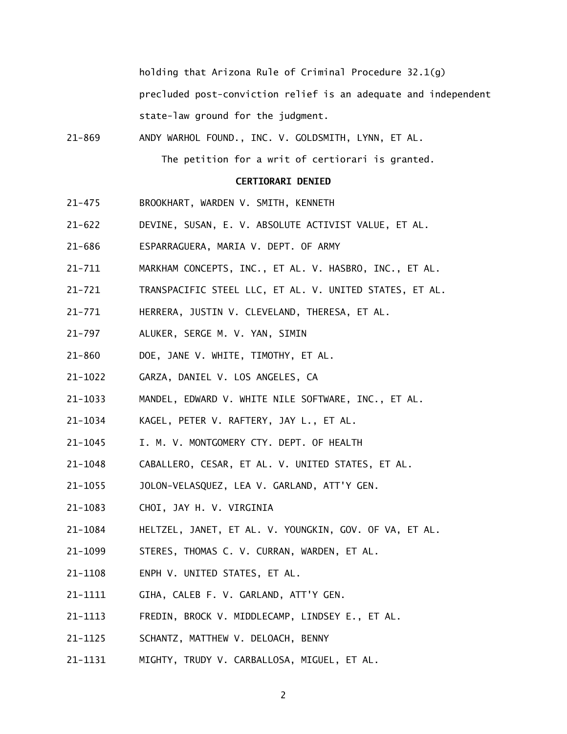holding that Arizona Rule of Criminal Procedure 32.1(g) precluded post-conviction relief is an adequate and independent state-law ground for the judgment.

21-869 ANDY WARHOL FOUND., INC. V. GOLDSMITH, LYNN, ET AL.

The petition for a writ of certiorari is granted.

**CERTIORARI DENIED**

21-475 BROOKHART, WARDEN V. SMITH, KENNETH

21-622 DEVINE, SUSAN, E. V. ABSOLUTE ACTIVIST VALUE, ET AL.

21-686 ESPARRAGUERA, MARIA V. DEPT. OF ARMY

21-711 MARKHAM CONCEPTS, INC., ET AL. V. HASBRO, INC., ET AL.

21-721 TRANSPACIFIC STEEL LLC, ET AL. V. UNITED STATES, ET AL.

21-771 HERRERA, JUSTIN V. CLEVELAND, THERESA, ET AL.

21-797 ALUKER, SERGE M. V. YAN, SIMIN

21-860 DOE, JANE V. WHITE, TIMOTHY, ET AL.

21-1022 GARZA, DANIEL V. LOS ANGELES, CA

21-1033 MANDEL, EDWARD V. WHITE NILE SOFTWARE, INC., ET AL.

21-1034 KAGEL, PETER V. RAFTERY, JAY L., ET AL.

21-1045 I. M. V. MONTGOMERY CTY. DEPT. OF HEALTH

21-1048 CABALLERO, CESAR, ET AL. V. UNITED STATES, ET AL.

21-1055 JOLON-VELASQUEZ, LEA V. GARLAND, ATT'Y GEN.

21-1083 CHOI, JAY H. V. VIRGINIA

21-1084 HELTZEL, JANET, ET AL. V. YOUNGKIN, GOV. OF VA, ET AL.

21-1099 STERES, THOMAS C. V. CURRAN, WARDEN, ET AL.

21-1108 ENPH V. UNITED STATES, ET AL.

21-1111 GIHA, CALEB F. V. GARLAND, ATT'Y GEN.

21-1113 FREDIN, BROCK V. MIDDLECAMP, LINDSEY E., ET AL.

21-1125 SCHANTZ, MATTHEW V. DELOACH, BENNY

21-1131 MIGHTY, TRUDY V. CARBALLOSA, MIGUEL, ET AL.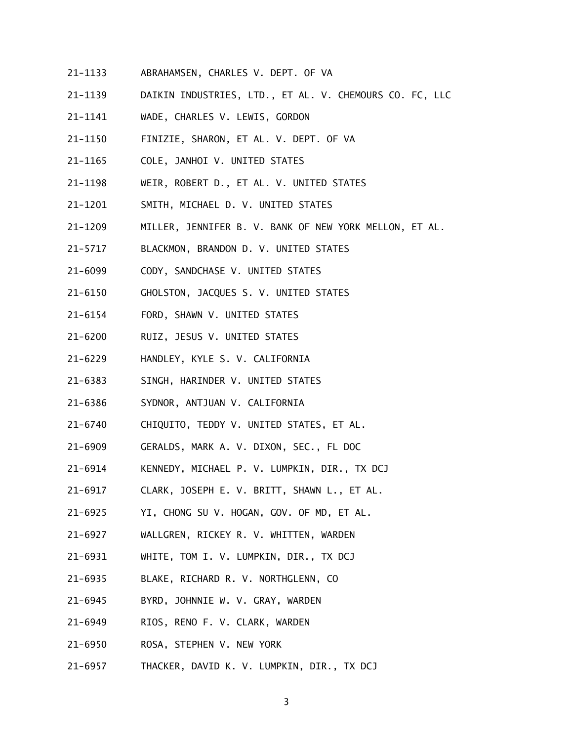21-1133 ABRAHAMSEN, CHARLES V. DEPT. OF VA

21-1139 DAIKIN INDUSTRIES, LTD., ET AL. V. CHEMOURS CO. FC, LLC

21-1141 WADE, CHARLES V. LEWIS, GORDON

21-1150 FINIZIE, SHARON, ET AL. V. DEPT. OF VA

21-1165 COLE, JANHOI V. UNITED STATES

21-1198 WEIR, ROBERT D., ET AL. V. UNITED STATES

21-1201 SMITH, MICHAEL D. V. UNITED STATES

21-1209 MILLER, JENNIFER B. V. BANK OF NEW YORK MELLON, ET AL.

21-5717 BLACKMON, BRANDON D. V. UNITED STATES

21-6099 CODY, SANDCHASE V. UNITED STATES

21-6150 GHOLSTON, JACQUES S. V. UNITED STATES

21-6154 FORD, SHAWN V. UNITED STATES

21-6200 RUIZ, JESUS V. UNITED STATES

21-6229 HANDLEY, KYLE S. V. CALIFORNIA

21-6383 SINGH, HARINDER V. UNITED STATES

21-6386 SYDNOR, ANTJUAN V. CALIFORNIA

21-6740 CHIQUITO, TEDDY V. UNITED STATES, ET AL.

21-6909 GERALDS, MARK A. V. DIXON, SEC., FL DOC

21-6914 KENNEDY, MICHAEL P. V. LUMPKIN, DIR., TX DCJ

21-6917 CLARK, JOSEPH E. V. BRITT, SHAWN L., ET AL.

21-6925 YI, CHONG SU V. HOGAN, GOV. OF MD, ET AL.

21-6927 WALLGREN, RICKEY R. V. WHITTEN, WARDEN

21-6931 WHITE, TOM I. V. LUMPKIN, DIR., TX DCJ

21-6935 BLAKE, RICHARD R. V. NORTHGLENN, CO

21-6945 BYRD, JOHNNIE W. V. GRAY, WARDEN

21-6949 RIOS, RENO F. V. CLARK, WARDEN

21-6950 ROSA, STEPHEN V. NEW YORK

21-6957 THACKER, DAVID K. V. LUMPKIN, DIR., TX DCJ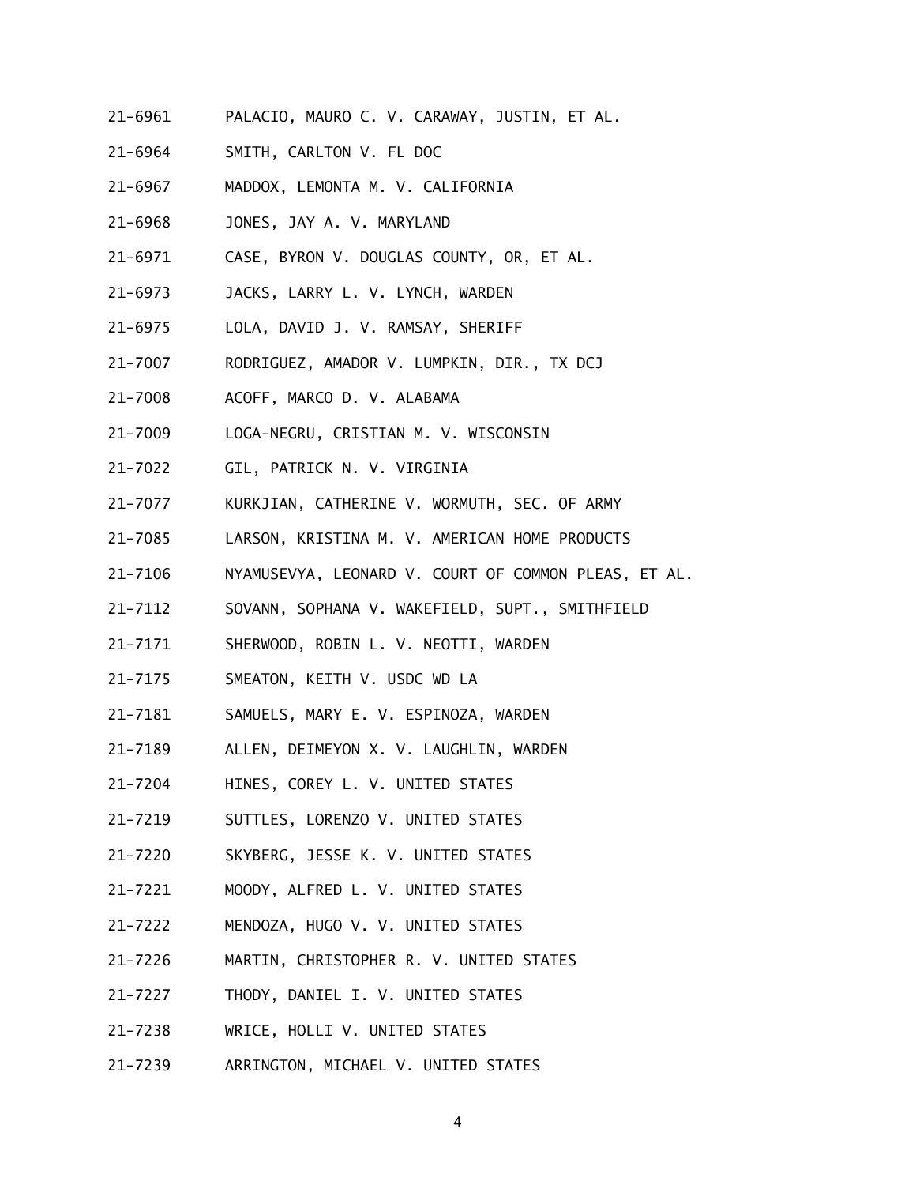21-6961 PALACIO, MAURO C. V. CARAWAY, JUSTIN, ET AL.

21-6964 SMITH, CARLTON V. FL DOC

21-6967 MADDOX, LEMONTA M. V. CALIFORNIA

21-6968 JONES, JAY A. V. MARYLAND

21-6971 CASE, BYRON V. DOUGLAS COUNTY, OR, ET AL.

21-6973 JACKS, LARRY L. V. LYNCH, WARDEN

21-6975 LOLA, DAVID J. V. RAMSAY, SHERIFF

21-7007 RODRIGUEZ, AMADOR V. LUMPKIN, DIR., TX DCJ

21-7008 ACOFF, MARCO D. V. ALABAMA

21-7009 LOGA-NEGRU, CRISTIAN M. V. WISCONSIN

21-7022 GIL, PATRICK N. V. VIRGINIA

21-7077 KURKJIAN, CATHERINE V. WORMUTH, SEC. OF ARMY

21-7085 LARSON, KRISTINA M. V. AMERICAN HOME PRODUCTS

21-7106 NYAMUSEVYA, LEONARD V. COURT OF COMMON PLEAS, ET AL.

21-7112 SOVANN, SOPHANA V. WAKEFIELD, SUPT., SMITHFIELD

21-7171 SHERWOOD, ROBIN L. V. NEOTTI, WARDEN

21-7175 SMEATON, KEITH V. USDC WD LA

21-7181 SAMUELS, MARY E. V. ESPINOZA, WARDEN

21-7189 ALLEN, DEIMEYON X. V. LAUGHLIN, WARDEN

21-7204 HINES, COREY L. V. UNITED STATES

21-7219 SUTTLES, LORENZO V. UNITED STATES

21-7220 SKYBERG, JESSE K. V. UNITED STATES

21-7221 MOODY, ALFRED L. V. UNITED STATES

21-7222 MENDOZA, HUGO V. V. UNITED STATES

21-7226 MARTIN, CHRISTOPHER R. V. UNITED STATES

21-7227 THODY, DANIEL I. V. UNITED STATES

21-7238 WRICE, HOLLI V. UNITED STATES

21-7239 ARRINGTON, MICHAEL V. UNITED STATES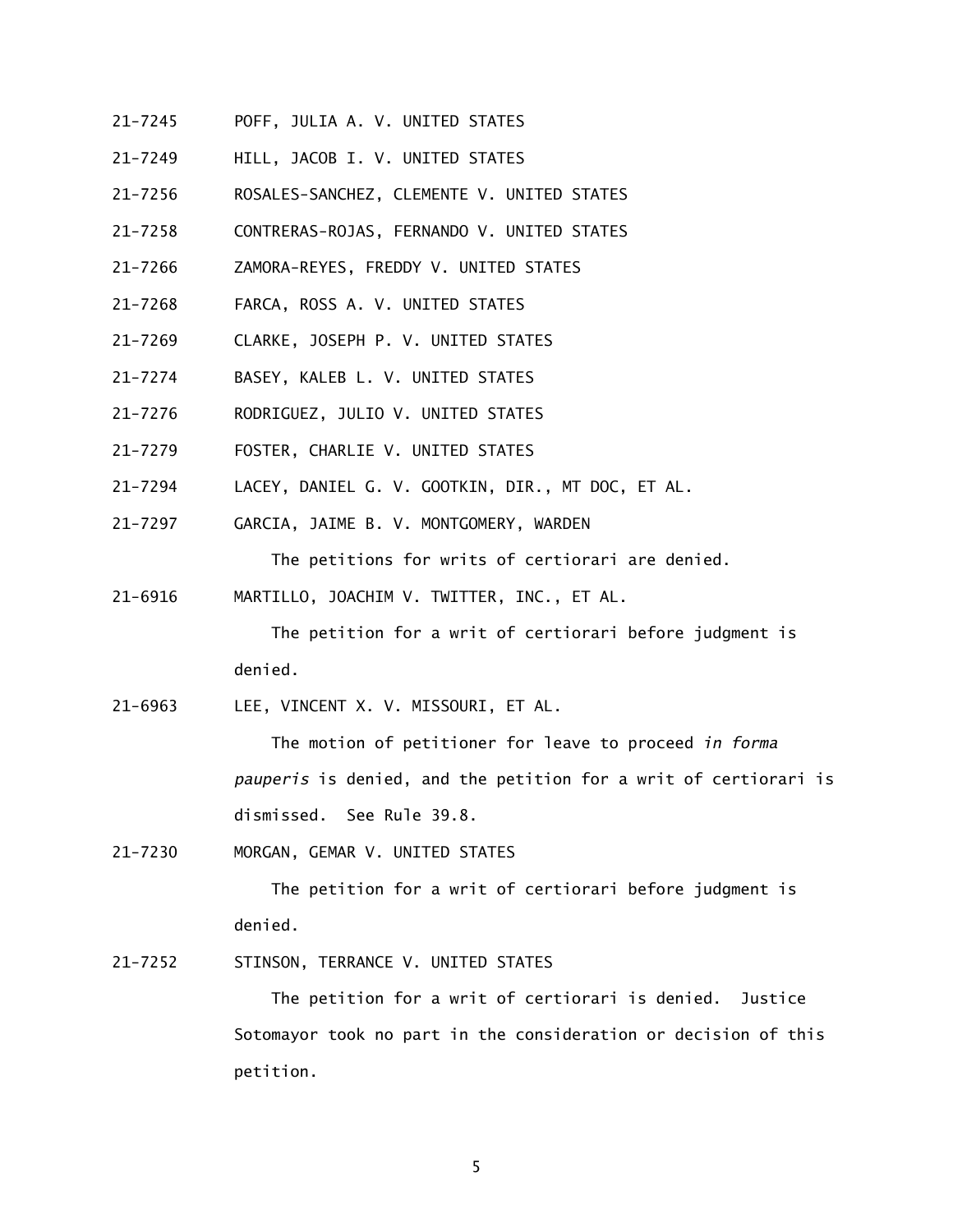21-7245 POFF, JULIA A. V. UNITED STATES

21-7249 HILL, JACOB I. V. UNITED STATES

21-7256 ROSALES-SANCHEZ, CLEMENTE V. UNITED STATES

21-7258 CONTRERAS-ROJAS, FERNANDO V. UNITED STATES

21-7266 ZAMORA-REYES, FREDDY V. UNITED STATES

21-7268 FARCA, ROSS A. V. UNITED STATES

21-7269 CLARKE, JOSEPH P. V. UNITED STATES

21-7274 BASEY, KALEB L. V. UNITED STATES

21-7276 RODRIGUEZ, JULIO V. UNITED STATES

21-7279 FOSTER, CHARLIE V. UNITED STATES

21-7294 LACEY, DANIEL G. V. GOOTKIN, DIR., MT DOC, ET AL.

21-7297 GARCIA, JAIME B. V. MONTGOMERY, WARDEN

The petitions for writs of certiorari are denied.

21-6916 MARTILLO, JOACHIM V. TWITTER, INC., ET AL.

The petition for a writ of certiorari before judgment is denied.

21-6963 LEE, VINCENT X. V. MISSOURI, ET AL.

The motion of petitioner for leave to proceed *in forma pauperis* is denied, and the petition for a writ of certiorari is dismissed. See Rule 39.8.

21-7230 MORGAN, GEMAR V. UNITED STATES

The petition for a writ of certiorari before judgment is denied.

21-7252 STINSON, TERRANCE V. UNITED STATES

The petition for a writ of certiorari is denied. Justice Sotomayor took no part in the consideration or decision of this petition.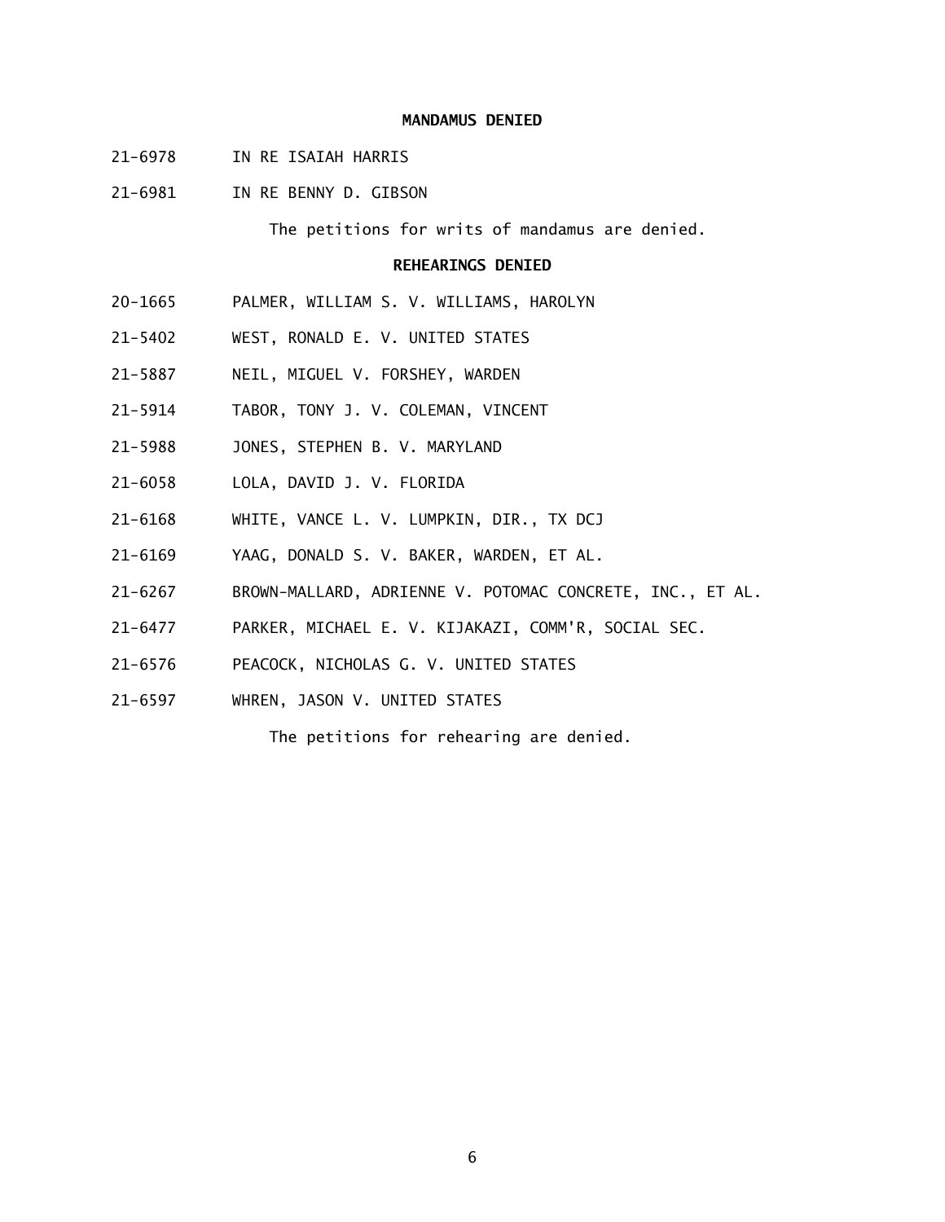### MANDAMUS DENIED

21-6978 IN RE ISAIAH HARRIS

21-6981 IN RE BENNY D. GIBSON

The petitions for writs of mandamus are denied.

### REHEARINGS DENIED

20-1665 PALMER, WILLIAM S. V. WILLIAMS, HAROLYN

21-5402 WEST, RONALD E. V. UNITED STATES

21-5887 NEIL, MIGUEL V. FORSHEY, WARDEN

21-5914 TABOR, TONY J. V. COLEMAN, VINCENT

21-5988 JONES, STEPHEN B. V. MARYLAND

21-6058 LOLA, DAVID J. V. FLORIDA

21-6168 WHITE, VANCE L. V. LUMPKIN, DIR., TX DCJ

21-6169 YAAG, DONALD S. V. BAKER, WARDEN, ET AL.

21-6267 BROWN-MALLARD, ADRIENNE V. POTOMAC CONCRETE, INC., ET AL.

21-6477 PARKER, MICHAEL E. V. KIJAKAZI, COMM'R, SOCIAL SEC.

21-6576 PEACOCK, NICHOLAS G. V. UNITED STATES

21-6597 WHREN, JASON V. UNITED STATES

The petitions for rehearing are denied.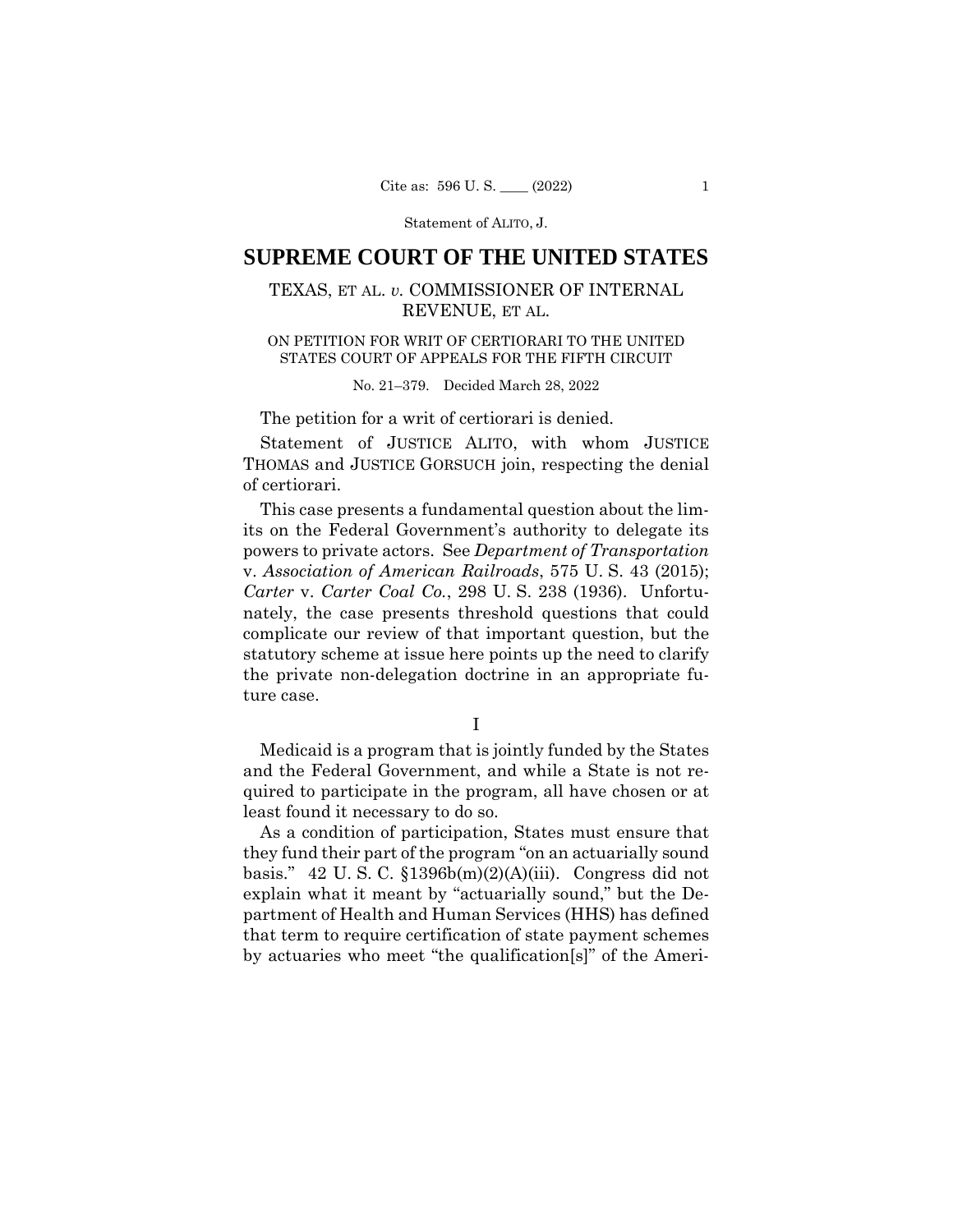SUPREME COURT OF THE UNITED STATES

TEXAS, ET AL. *v.* COMMISSIONER OF INTERNAL REVENUE, ET AL.

ON PETITION FOR WRIT OF CERTIORARI TO THE UNITED STATES COURT OF APPEALS FOR THE FIFTH CIRCUIT

No. 21–379. Decided March 28, 2022

The petition for a writ of certiorari is denied.

Statement of JUSTICE ALITO, with whom JUSTICE THOMAS and JUSTICE GORSUCH join, respecting the denial of certiorari.

This case presents a fundamental question about the limits on the Federal Government's authority to delegate its powers to private actors. See *Department of Transportation* v. *Association of American Railroads*, 575 U. S. 43 (2015); *Carter* v. *Carter Coal Co.*, 298 U. S. 238 (1936). Unfortunately, the case presents threshold questions that could complicate our review of that important question, but the statutory scheme at issue here points up the need to clarify the private non-delegation doctrine in an appropriate future case.

I

Medicaid is a program that is jointly funded by the States and the Federal Government, and while a State is not required to participate in the program, all have chosen or at least found it necessary to do so.

As a condition of participation, States must ensure that they fund their part of the program "on an actuarially sound basis." 42 U. S. C. §1396b(m)(2)(A)(iii). Congress did not explain what it meant by "actuarially sound," but the Department of Health and Human Services (HHS) has defined that term to require certification of state payment schemes by actuaries who meet "the qualification[s]" of the Ameri-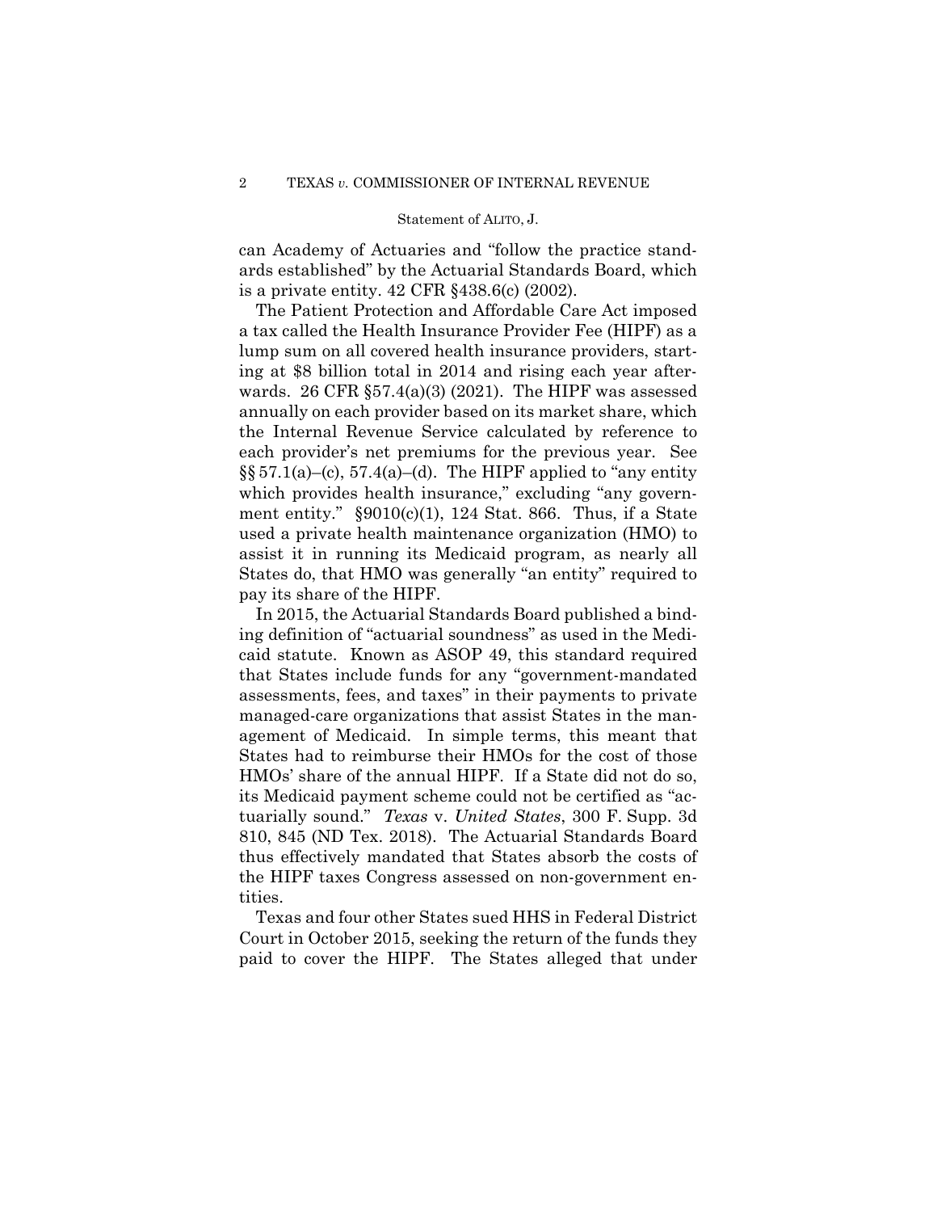can Academy of Actuaries and "follow the practice standards established" by the Actuarial Standards Board, which is a private entity. 42 CFR §438.6(c) (2002).

The Patient Protection and Affordable Care Act imposed a tax called the Health Insurance Provider Fee (HIPF) as a lump sum on all covered health insurance providers, starting at $8 billion total in 2014 and rising each year afterwards. 26 CFR §57.4(a)(3) (2021). The HIPF was assessed annually on each provider based on its market share, which the Internal Revenue Service calculated by reference to each provider's net premiums for the previous year. See §§57.1(a)–(c), 57.4(a)–(d). The HIPF applied to "any entity which provides health insurance," excluding "any government entity." §9010(c)(1), 124 Stat. 866. Thus, if a State used a private health maintenance organization (HMO) to assist it in running its Medicaid program, as nearly all States do, that HMO was generally "an entity" required to pay its share of the HIPF.

In 2015, the Actuarial Standards Board published a binding definition of "actuarial soundness" as used in the Medicaid statute. Known as ASOP 49, this standard required that States include funds for any "government-mandated assessments, fees, and taxes" in their payments to private managed-care organizations that assist States in the management of Medicaid. In simple terms, this meant that States had to reimburse their HMOs for the cost of those HMOs' share of the annual HIPF. If a State did not do so, its Medicaid payment scheme could not be certified as "actuarially sound." *Texas* v. *United States*, 300 F. Supp. 3d 810, 845 (ND Tex. 2018). The Actuarial Standards Board thus effectively mandated that States absorb the costs of the HIPF taxes Congress assessed on non-government entities.

Texas and four other States sued HHS in Federal District Court in October 2015, seeking the return of the funds they paid to cover the HIPF. The States alleged that under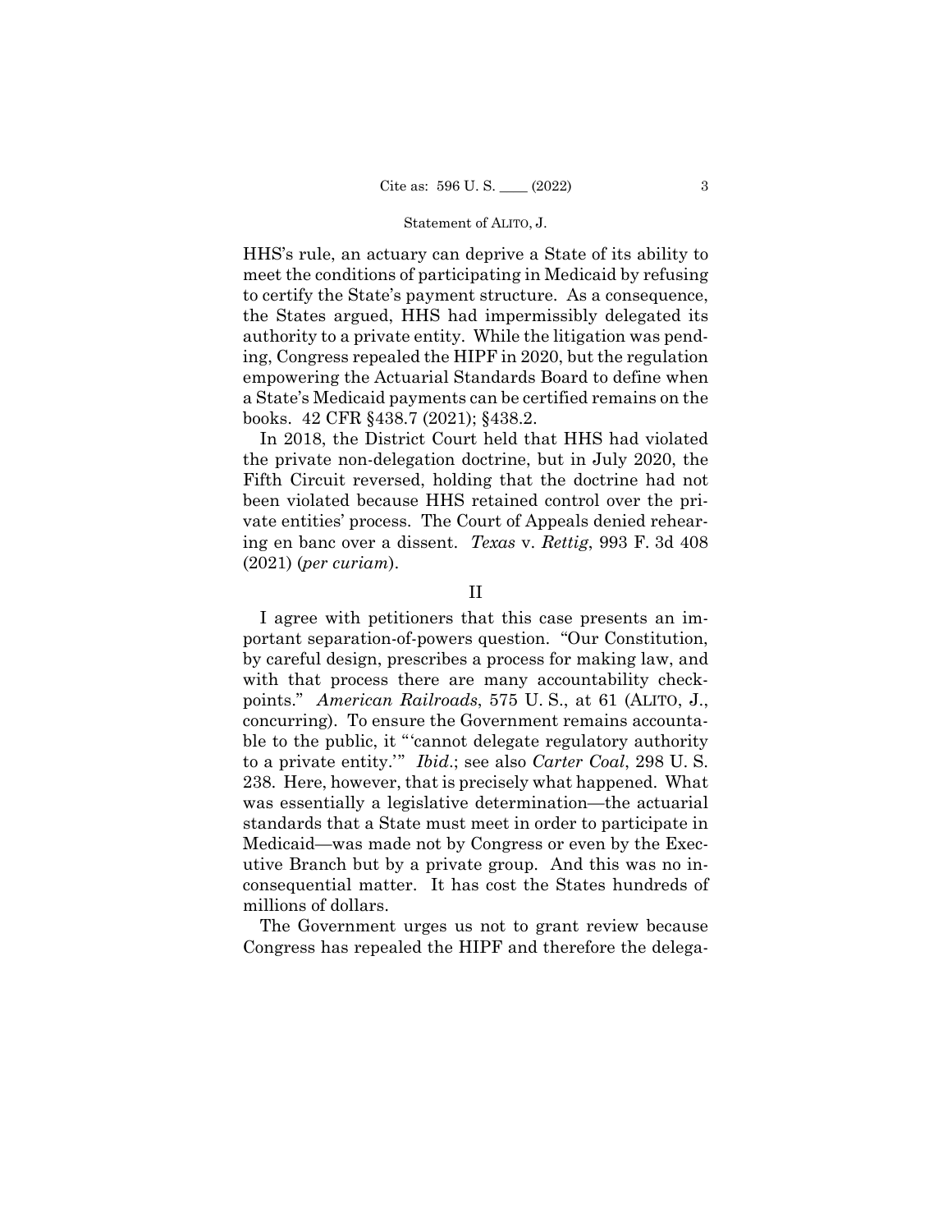HHS's rule, an actuary can deprive a State of its ability to meet the conditions of participating in Medicaid by refusing to certify the State's payment structure. As a consequence, the States argued, HHS had impermissibly delegated its authority to a private entity. While the litigation was pending, Congress repealed the HIPF in 2020, but the regulation empowering the Actuarial Standards Board to define when a State's Medicaid payments can be certified remains on the books. 42 CFR §438.7 (2021); §438.2.

In 2018, the District Court held that HHS had violated the private non-delegation doctrine, but in July 2020, the Fifth Circuit reversed, holding that the doctrine had not been violated because HHS retained control over the private entities' process. The Court of Appeals denied rehearing en banc over a dissent. *Texas* v. *Rettig*, 993 F. 3d 408 (2021) (*per curiam*).

## II

I agree with petitioners that this case presents an important separation-of-powers question. "Our Constitution, by careful design, prescribes a process for making law, and with that process there are many accountability checkpoints." *American Railroads*, 575 U. S., at 61 (ALITO, J., concurring). To ensure the Government remains accountable to the public, it "'cannot delegate regulatory authority to a private entity.'" *Ibid*.; see also *Carter Coal*, 298 U. S. 238. Here, however, that is precisely what happened. What was essentially a legislative determination—the actuarial standards that a State must meet in order to participate in Medicaid—was made not by Congress or even by the Executive Branch but by a private group. And this was no inconsequential matter. It has cost the States hundreds of millions of dollars.

The Government urges us not to grant review because Congress has repealed the HIPF and therefore the delega-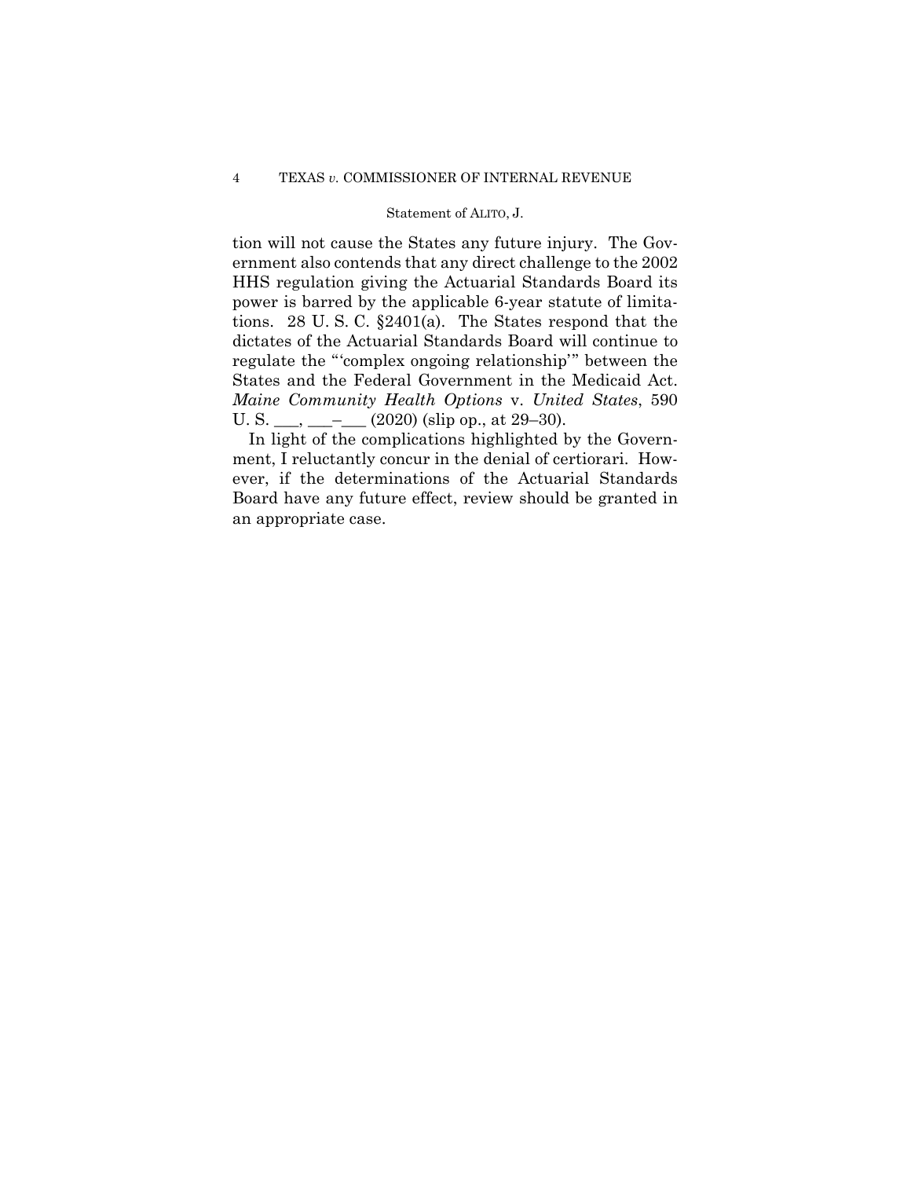tion will not cause the States any future injury. The Government also contends that any direct challenge to the 2002 HHS regulation giving the Actuarial Standards Board its power is barred by the applicable 6-year statute of limitations. 28 U. S. C. §2401(a). The States respond that the dictates of the Actuarial Standards Board will continue to regulate the "'complex ongoing relationship'" between the States and the Federal Government in the Medicaid Act. *Maine Community Health Options* v. *United States*, 590 U. S. ___, ___–___ (2020) (slip op., at 29–30).

In light of the complications highlighted by the Government, I reluctantly concur in the denial of certiorari. However, if the determinations of the Actuarial Standards Board have any future effect, review should be granted in an appropriate case.